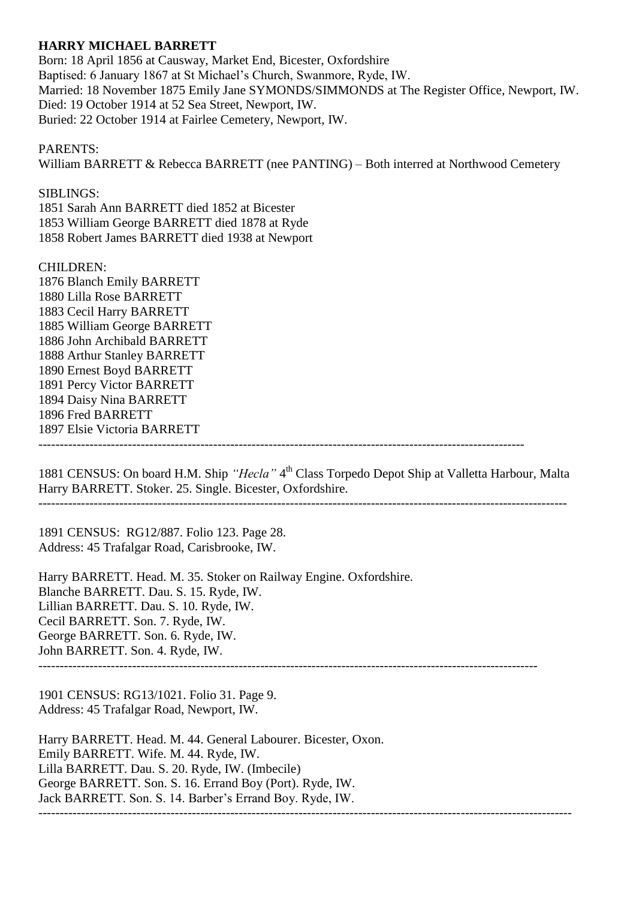**HARRY MICHAEL BARRETT**

Born: 18 April 1856 at Causway, Market End, Bicester, Oxfordshire
Baptised: 6 January 1867 at St Michael's Church, Swanmore, Ryde, IW.
Married: 18 November 1875 Emily Jane SYMONDS/SIMMONDS at The Register Office, Newport, IW.
Died: 19 October 1914 at 52 Sea Street, Newport, IW.
Buried: 22 October 1914 at Fairlee Cemetery, Newport, IW.

PARENTS:
William BARRETT & Rebecca BARRETT (nee PANTING) – Both interred at Northwood Cemetery

SIBLINGS:
1851 Sarah Ann BARRETT died 1852 at Bicester
1853 William George BARRETT died 1878 at Ryde
1858 Robert James BARRETT died 1938 at Newport

CHILDREN:
1876 Blanch Emily BARRETT
1880 Lilla Rose BARRETT
1883 Cecil Harry BARRETT
1885 William George BARRETT
1886 John Archibald BARRETT
1888 Arthur Stanley BARRETT
1890 Ernest Boyd BARRETT
1891 Percy Victor BARRETT
1894 Daisy Nina BARRETT
1896 Fred BARRETT
1897 Elsie Victoria BARRETT

---

1881 CENSUS: On board H.M. Ship *"Hecla"* 4th Class Torpedo Depot Ship at Valletta Harbour, Malta
Harry BARRETT. Stoker. 25. Single. Bicester, Oxfordshire.

---

1891 CENSUS: RG12/887. Folio 123. Page 28.
Address: 45 Trafalgar Road, Carisbrooke, IW.

Harry BARRETT. Head. M. 35. Stoker on Railway Engine. Oxfordshire.
Blanche BARRETT. Dau. S. 15. Ryde, IW.
Lillian BARRETT. Dau. S. 10. Ryde, IW.
Cecil BARRETT. Son. 7. Ryde, IW.
George BARRETT. Son. 6. Ryde, IW.
John BARRETT. Son. 4. Ryde, IW.

---

1901 CENSUS: RG13/1021. Folio 31. Page 9.
Address: 45 Trafalgar Road, Newport, IW.

Harry BARRETT. Head. M. 44. General Labourer. Bicester, Oxon.
Emily BARRETT. Wife. M. 44. Ryde, IW.
Lilla BARRETT. Dau. S. 20. Ryde, IW. (Imbecile)
George BARRETT. Son. S. 16. Errand Boy (Port). Ryde, IW.
Jack BARRETT. Son. S. 14. Barber's Errand Boy. Ryde, IW.

---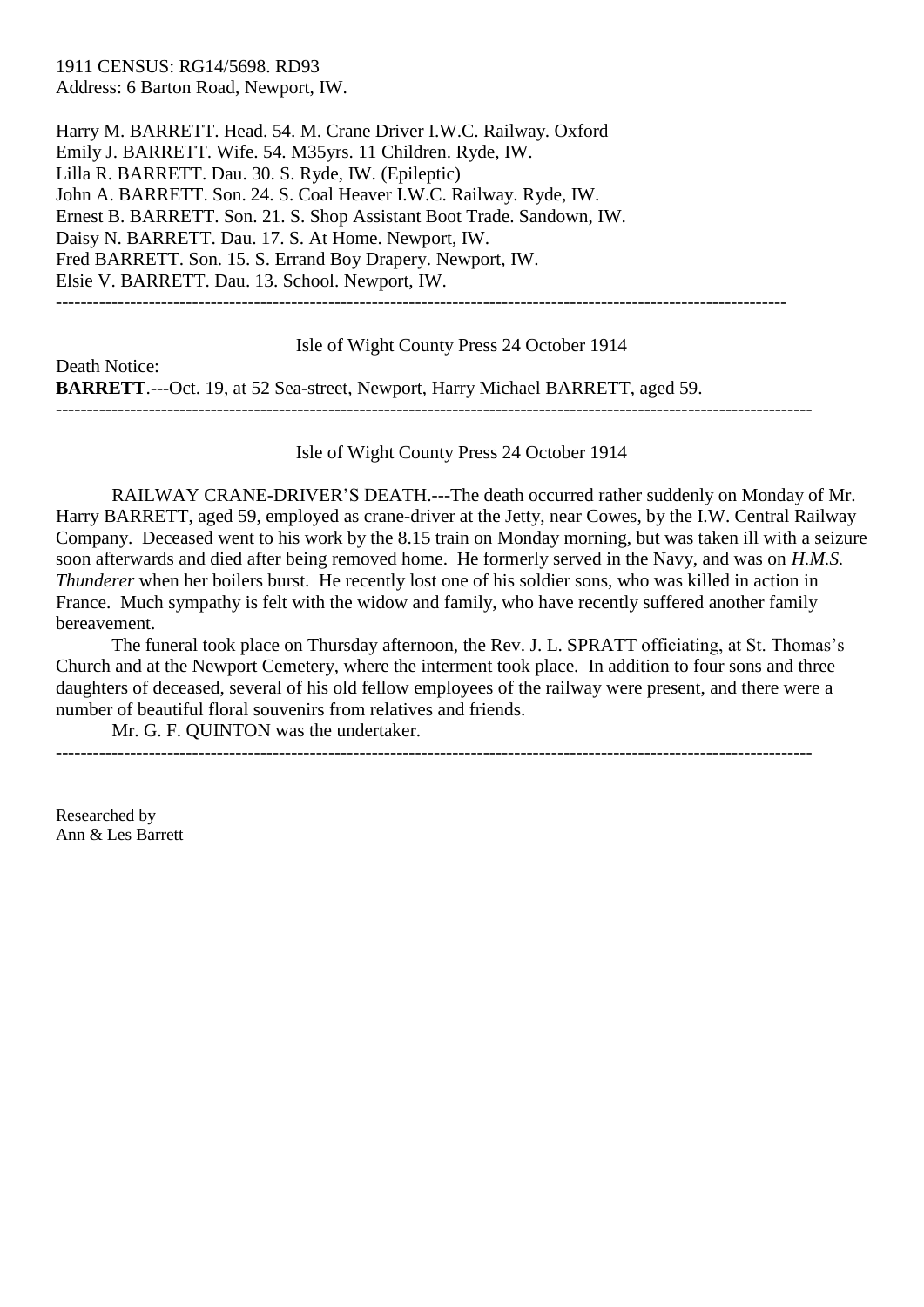1911 CENSUS: RG14/5698. RD93
Address: 6 Barton Road, Newport, IW.

Harry M. BARRETT. Head. 54. M. Crane Driver I.W.C. Railway. Oxford
Emily J. BARRETT. Wife. 54. M35yrs. 11 Children. Ryde, IW.
Lilla R. BARRETT. Dau. 30. S. Ryde, IW. (Epileptic)
John A. BARRETT. Son. 24. S. Coal Heaver I.W.C. Railway. Ryde, IW.
Ernest B. BARRETT. Son. 21. S. Shop Assistant Boot Trade. Sandown, IW.
Daisy N. BARRETT. Dau. 17. S. At Home. Newport, IW.
Fred BARRETT. Son. 15. S. Errand Boy Drapery. Newport, IW.
Elsie V. BARRETT. Dau. 13. School. Newport, IW.

---

Isle of Wight County Press 24 October 1914

Death Notice:
**BARRETT**.---Oct. 19, at 52 Sea-street, Newport, Harry Michael BARRETT, aged 59.

---

Isle of Wight County Press 24 October 1914

RAILWAY CRANE-DRIVER'S DEATH.---The death occurred rather suddenly on Monday of Mr. Harry BARRETT, aged 59, employed as crane-driver at the Jetty, near Cowes, by the I.W. Central Railway Company. Deceased went to his work by the 8.15 train on Monday morning, but was taken ill with a seizure soon afterwards and died after being removed home. He formerly served in the Navy, and was on *H.M.S. Thunderer* when her boilers burst. He recently lost one of his soldier sons, who was killed in action in France. Much sympathy is felt with the widow and family, who have recently suffered another family bereavement.

The funeral took place on Thursday afternoon, the Rev. J. L. SPRATT officiating, at St. Thomas's Church and at the Newport Cemetery, where the interment took place. In addition to four sons and three daughters of deceased, several of his old fellow employees of the railway were present, and there were a number of beautiful floral souvenirs from relatives and friends.

Mr. G. F. QUINTON was the undertaker.

---

Researched by
Ann & Les Barrett